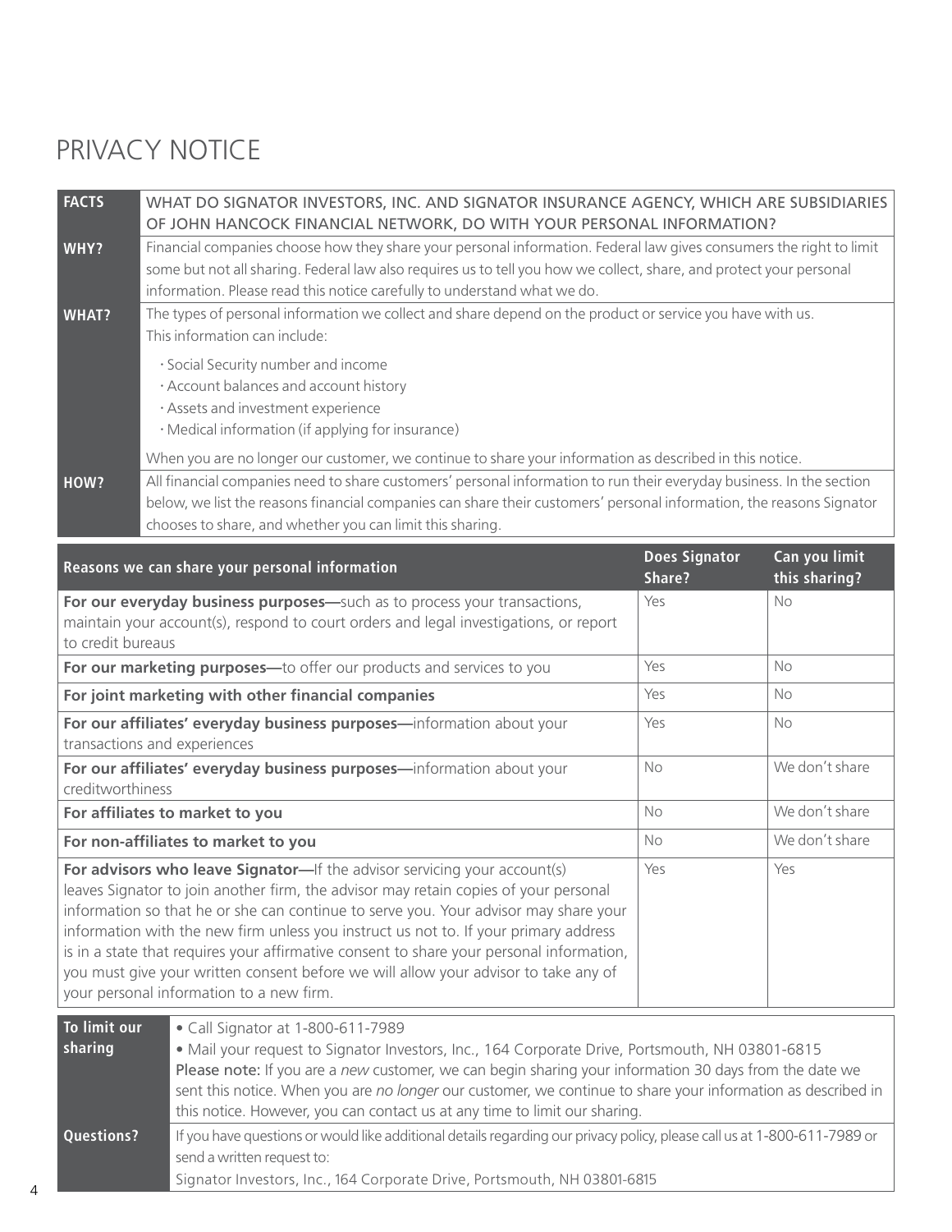# PRIVACY NOTICE

| **FACTS** | WHAT DO SIGNATOR INVESTORS, INC. AND SIGNATOR INSURANCE AGENCY, WHICH ARE SUBSIDIARIES OF JOHN HANCOCK FINANCIAL NETWORK, DO WITH YOUR PERSONAL INFORMATION? |
|---|---|
| **WHY?** | Financial companies choose how they share your personal information. Federal law gives consumers the right to limit some but not all sharing. Federal law also requires us to tell you how we collect, share, and protect your personal information. Please read this notice carefully to understand what we do. |
| **WHAT?** | The types of personal information we collect and share depend on the product or service you have with us. This information can include:<br>· Social Security number and income<br>· Account balances and account history<br>· Assets and investment experience<br>· Medical information (if applying for insurance)<br>When you are no longer our customer, we continue to share your information as described in this notice. |
| **HOW?** | All financial companies need to share customers' personal information to run their everyday business. In the section below, we list the reasons financial companies can share their customers' personal information, the reasons Signator chooses to share, and whether you can limit this sharing. |

| Reasons we can share your personal information | Does Signator Share? | Can you limit this sharing? |
|---|---|---|
| **For our everyday business purposes—**such as to process your transactions, maintain your account(s), respond to court orders and legal investigations, or report to credit bureaus | Yes | No |
| **For our marketing purposes—**to offer our products and services to you | Yes | No |
| **For joint marketing with other financial companies** | Yes | No |
| **For our affiliates' everyday business purposes—**information about your transactions and experiences | Yes | No |
| **For our affiliates' everyday business purposes—**information about your creditworthiness | No | We don't share |
| **For affiliates to market to you** | No | We don't share |
| **For non-affiliates to market to you** | No | We don't share |
| **For advisors who leave Signator—**If the advisor servicing your account(s) leaves Signator to join another firm, the advisor may retain copies of your personal information so that he or she can continue to serve you. Your advisor may share your information with the new firm unless you instruct us not to. If your primary address is in a state that requires your affirmative consent to share your personal information, you must give your written consent before we will allow your advisor to take any of your personal information to a new firm. | Yes | Yes |

| **To limit our sharing** | • Call Signator at 1-800-611-7989<br>• Mail your request to Signator Investors, Inc., 164 Corporate Drive, Portsmouth, NH 03801-6815<br>**Please note:** If you are a *new* customer, we can begin sharing your information 30 days from the date we sent this notice. When you are *no longer* our customer, we continue to share your information as described in this notice. However, you can contact us at any time to limit our sharing. |
|---|---|
| **Questions?** | If you have questions or would like additional details regarding our privacy policy, please call us at 1-800-611-7989 or send a written request to:<br>Signator Investors, Inc., 164 Corporate Drive, Portsmouth, NH 03801-6815 |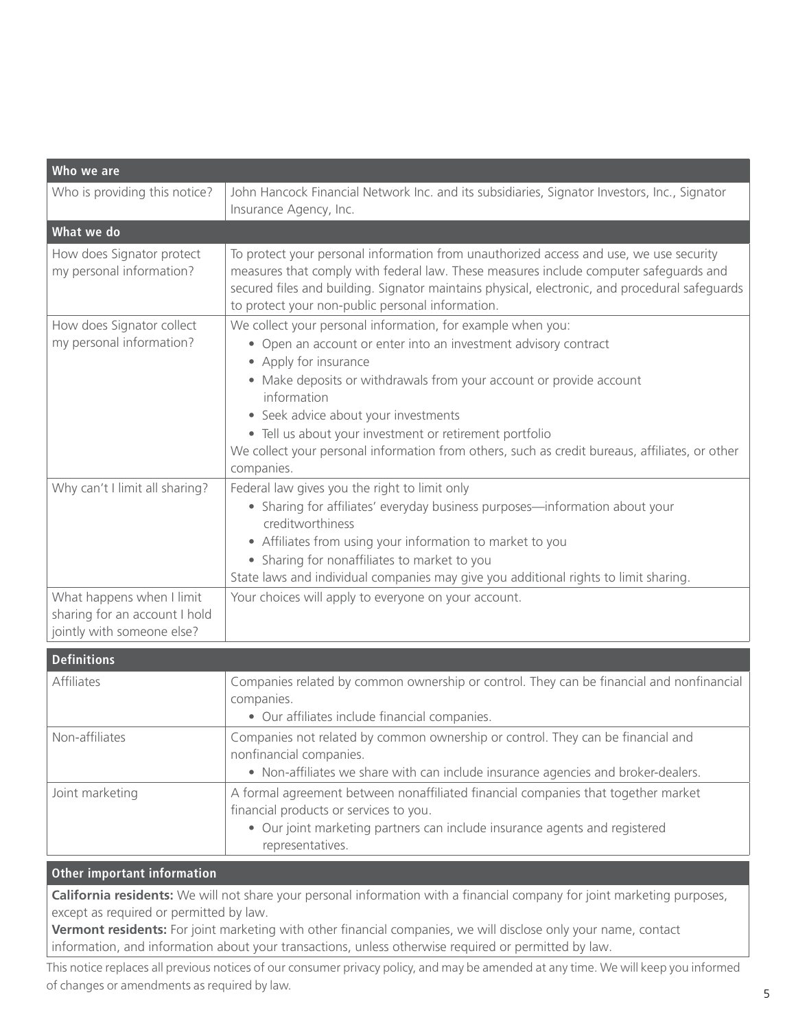| Who we are | |
|---|---|
| Who is providing this notice? | John Hancock Financial Network Inc. and its subsidiaries, Signator Investors, Inc., Signator Insurance Agency, Inc. |

| What we do | |
|---|---|
| How does Signator protect my personal information? | To protect your personal information from unauthorized access and use, we use security measures that comply with federal law. These measures include computer safeguards and secured files and building. Signator maintains physical, electronic, and procedural safeguards to protect your non-public personal information. |
| How does Signator collect my personal information? | We collect your personal information, for example when you:<br>• Open an account or enter into an investment advisory contract<br>• Apply for insurance<br>• Make deposits or withdrawals from your account or provide account information<br>• Seek advice about your investments<br>• Tell us about your investment or retirement portfolio<br>We collect your personal information from others, such as credit bureaus, affiliates, or other companies. |
| Why can't I limit all sharing? | Federal law gives you the right to limit only<br>• Sharing for affiliates' everyday business purposes—information about your creditworthiness<br>• Affiliates from using your information to market to you<br>• Sharing for nonaffiliates to market to you<br>State laws and individual companies may give you additional rights to limit sharing. |
| What happens when I limit sharing for an account I hold jointly with someone else? | Your choices will apply to everyone on your account. |

| Definitions | |
|---|---|
| Affiliates | Companies related by common ownership or control. They can be financial and nonfinancial companies.<br>• Our affiliates include financial companies. |
| Non-affiliates | Companies not related by common ownership or control. They can be financial and nonfinancial companies.<br>• Non-affiliates we share with can include insurance agencies and broker-dealers. |
| Joint marketing | A formal agreement between nonaffiliated financial companies that together market financial products or services to you.<br>• Our joint marketing partners can include insurance agents and registered representatives. |

## Other important information

**California residents:** We will not share your personal information with a financial company for joint marketing purposes, except as required or permitted by law.

**Vermont residents:** For joint marketing with other financial companies, we will disclose only your name, contact information, and information about your transactions, unless otherwise required or permitted by law.

This notice replaces all previous notices of our consumer privacy policy, and may be amended at any time. We will keep you informed of changes or amendments as required by law.